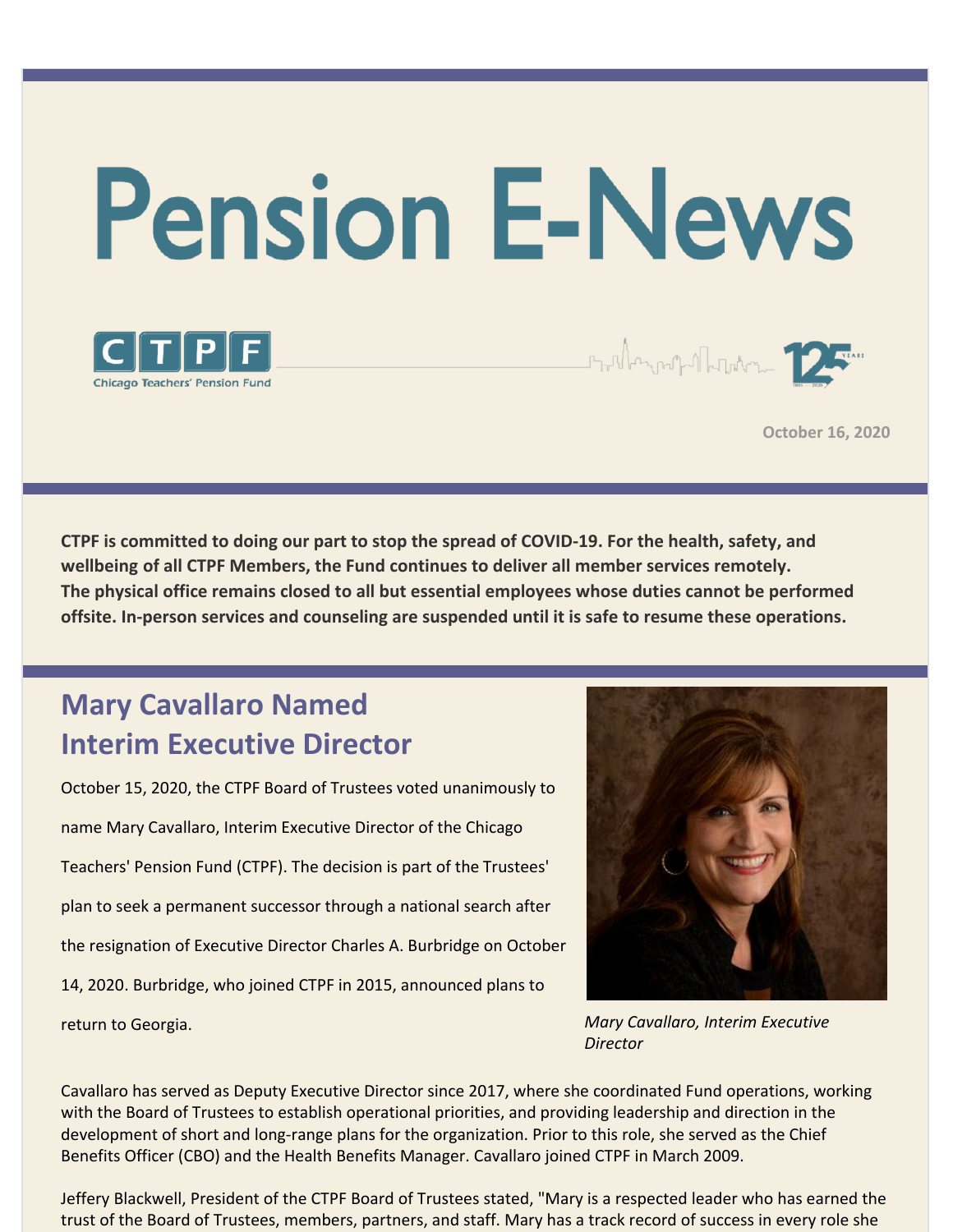# Pension E-News

CTPF Chicago Teachers' Pension Fund

October 16, 2020

**CTPF is committed to doing our part to stop the spread of COVID-19. For the health, safety, and wellbeing of all CTPF Members, the Fund continues to deliver all member services remotely. The physical office remains closed to all but essential employees whose duties cannot be performed offsite. In-person services and counseling are suspended until it is safe to resume these operations.**

## Mary Cavallaro Named Interim Executive Director

October 15, 2020, the CTPF Board of Trustees voted unanimously to name Mary Cavallaro, Interim Executive Director of the Chicago Teachers' Pension Fund (CTPF). The decision is part of the Trustees' plan to seek a permanent successor through a national search after the resignation of Executive Director Charles A. Burbridge on October 14, 2020. Burbridge, who joined CTPF in 2015, announced plans to return to Georgia.

*Mary Cavallaro, Interim Executive Director*

Cavallaro has served as Deputy Executive Director since 2017, where she coordinated Fund operations, working with the Board of Trustees to establish operational priorities, and providing leadership and direction in the development of short and long-range plans for the organization. Prior to this role, she served as the Chief Benefits Officer (CBO) and the Health Benefits Manager. Cavallaro joined CTPF in March 2009.

Jeffery Blackwell, President of the CTPF Board of Trustees stated, "Mary is a respected leader who has earned the trust of the Board of Trustees, members, partners, and staff. Mary has a track record of success in every role she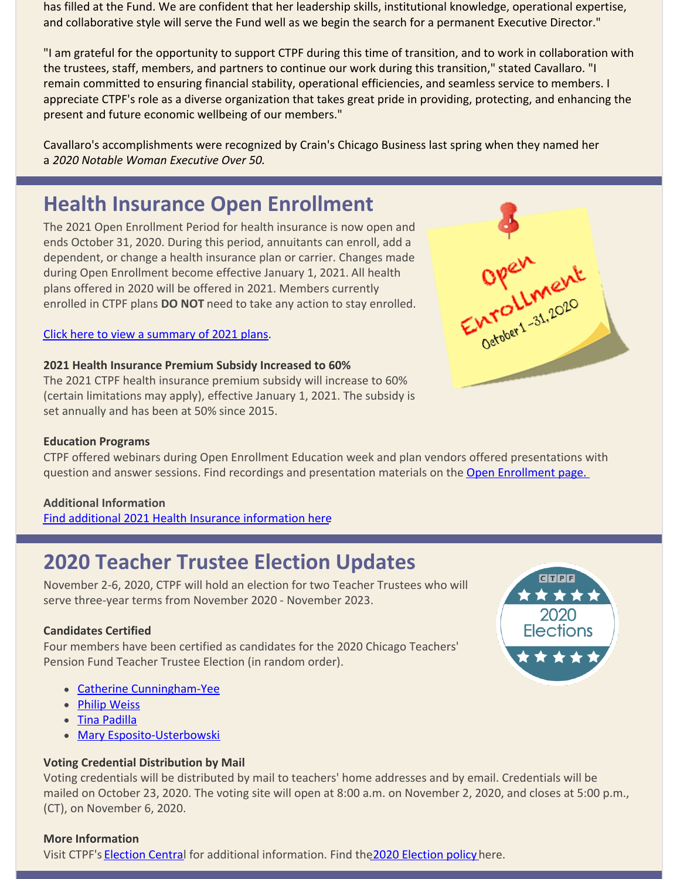has filled at the Fund. We are confident that her leadership skills, institutional knowledge, operational expertise, and collaborative style will serve the Fund well as we begin the search for a permanent Executive Director."

"I am grateful for the opportunity to support CTPF during this time of transition, and to work in collaboration with the trustees, staff, members, and partners to continue our work during this transition," stated Cavallaro. "I remain committed to ensuring financial stability, operational efficiencies, and seamless service to members. I appreciate CTPF's role as a diverse organization that takes great pride in providing, protecting, and enhancing the present and future economic wellbeing of our members."

Cavallaro's accomplishments were recognized by Crain's Chicago Business last spring when they named her a *2020 Notable Woman Executive Over 50.*

## Health Insurance Open Enrollment

The 2021 Open Enrollment Period for health insurance is now open and ends October 31, 2020. During this period, annuitants can enroll, add a dependent, or change a health insurance plan or carrier. Changes made during Open Enrollment become effective January 1, 2021. All health plans offered in 2020 will be offered in 2021. Members currently enrolled in CTPF plans **DO NOT** need to take any action to stay enrolled.

Click here to view a summary of 2021 plans.

**2021 Health Insurance Premium Subsidy Increased to 60%**

The 2021 CTPF health insurance premium subsidy will increase to 60% (certain limitations may apply), effective January 1, 2021. The subsidy is set annually and has been at 50% since 2015.

**Education Programs**

CTPF offered webinars during Open Enrollment Education week and plan vendors offered presentations with question and answer sessions. Find recordings and presentation materials on the Open Enrollment page.

**Additional Information**

Find additional 2021 Health Insurance information here

## 2020 Teacher Trustee Election Updates

November 2-6, 2020, CTPF will hold an election for two Teacher Trustees who will serve three-year terms from November 2020 - November 2023.

**Candidates Certified**

Four members have been certified as candidates for the 2020 Chicago Teachers' Pension Fund Teacher Trustee Election (in random order).

- Catherine Cunningham-Yee
- Philip Weiss
- Tina Padilla
- Mary Esposito-Usterbowski

**Voting Credential Distribution by Mail**

Voting credentials will be distributed by mail to teachers' home addresses and by email. Credentials will be mailed on October 23, 2020. The voting site will open at 8:00 a.m. on November 2, 2020, and closes at 5:00 p.m., (CT), on November 6, 2020.

**More Information**

Visit CTPF's Election Central for additional information. Find the 2020 Election policy here.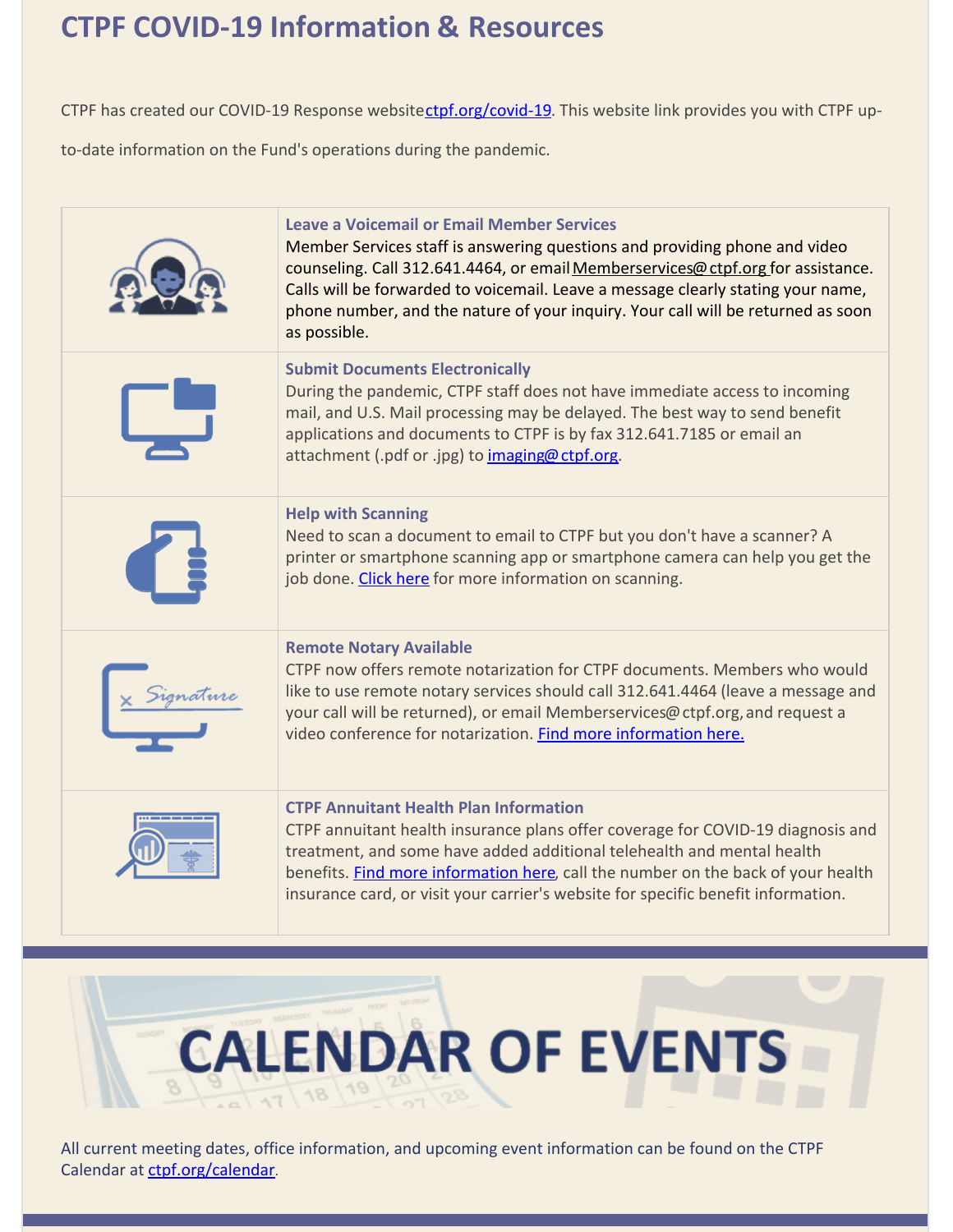# CTPF COVID-19 Information & Resources

CTPF has created our COVID-19 Response website ctpf.org/covid-19. This website link provides you with CTPF up-to-date information on the Fund's operations during the pandemic.

### Leave a Voicemail or Email Member Services

Member Services staff is answering questions and providing phone and video counseling. Call 312.641.4464, or email Memberservices@ctpf.org for assistance. Calls will be forwarded to voicemail. Leave a message clearly stating your name, phone number, and the nature of your inquiry. Your call will be returned as soon as possible.

### Submit Documents Electronically

During the pandemic, CTPF staff does not have immediate access to incoming mail, and U.S. Mail processing may be delayed. The best way to send benefit applications and documents to CTPF is by fax 312.641.7185 or email an attachment (.pdf or .jpg) to imaging@ctpf.org.

### Help with Scanning

Need to scan a document to email to CTPF but you don't have a scanner? A printer or smartphone scanning app or smartphone camera can help you get the job done. Click here for more information on scanning.

### Remote Notary Available

CTPF now offers remote notarization for CTPF documents. Members who would like to use remote notary services should call 312.641.4464 (leave a message and your call will be returned), or email Memberservices@ctpf.org, and request a video conference for notarization. Find more information here.

### CTPF Annuitant Health Plan Information

CTPF annuitant health insurance plans offer coverage for COVID-19 diagnosis and treatment, and some have added additional telehealth and mental health benefits. Find more information here, call the number on the back of your health insurance card, or visit your carrier's website for specific benefit information.

# CALENDAR OF EVENTS

All current meeting dates, office information, and upcoming event information can be found on the CTPF Calendar at ctpf.org/calendar.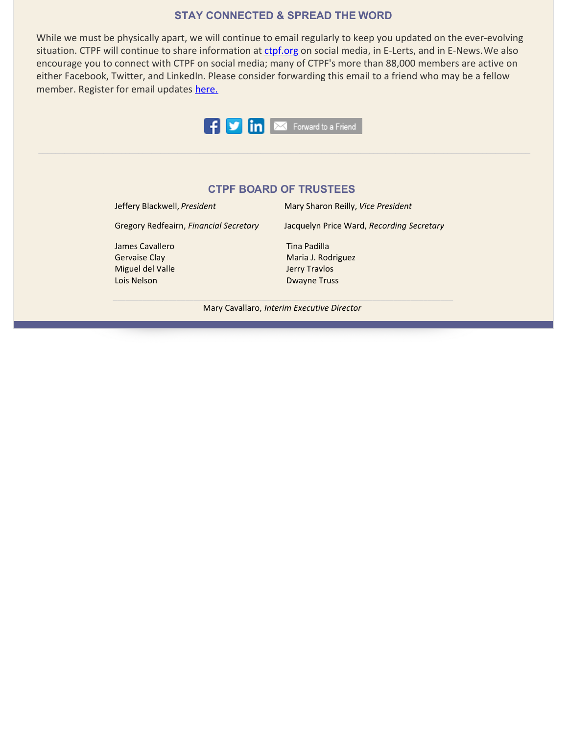## STAY CONNECTED & SPREAD THE WORD

While we must be physically apart, we will continue to email regularly to keep you updated on the ever-evolving situation. CTPF will continue to share information at ctpf.org on social media, in E-Lerts, and in E-News. We also encourage you to connect with CTPF on social media; many of CTPF's more than 88,000 members are active on either Facebook, Twitter, and LinkedIn. Please consider forwarding this email to a friend who may be a fellow member. Register for email updates here.

Forward to a Friend

---

## CTPF BOARD OF TRUSTEES

Jeffery Blackwell, *President*

Mary Sharon Reilly, *Vice President*

Gregory Redfeairn, *Financial Secretary*

Jacquelyn Price Ward, *Recording Secretary*

James Cavallero
Gervaise Clay
Miguel del Valle
Lois Nelson

Tina Padilla
Maria J. Rodriguez
Jerry Travlos
Dwayne Truss

---

Mary Cavallaro, *Interim Executive Director*